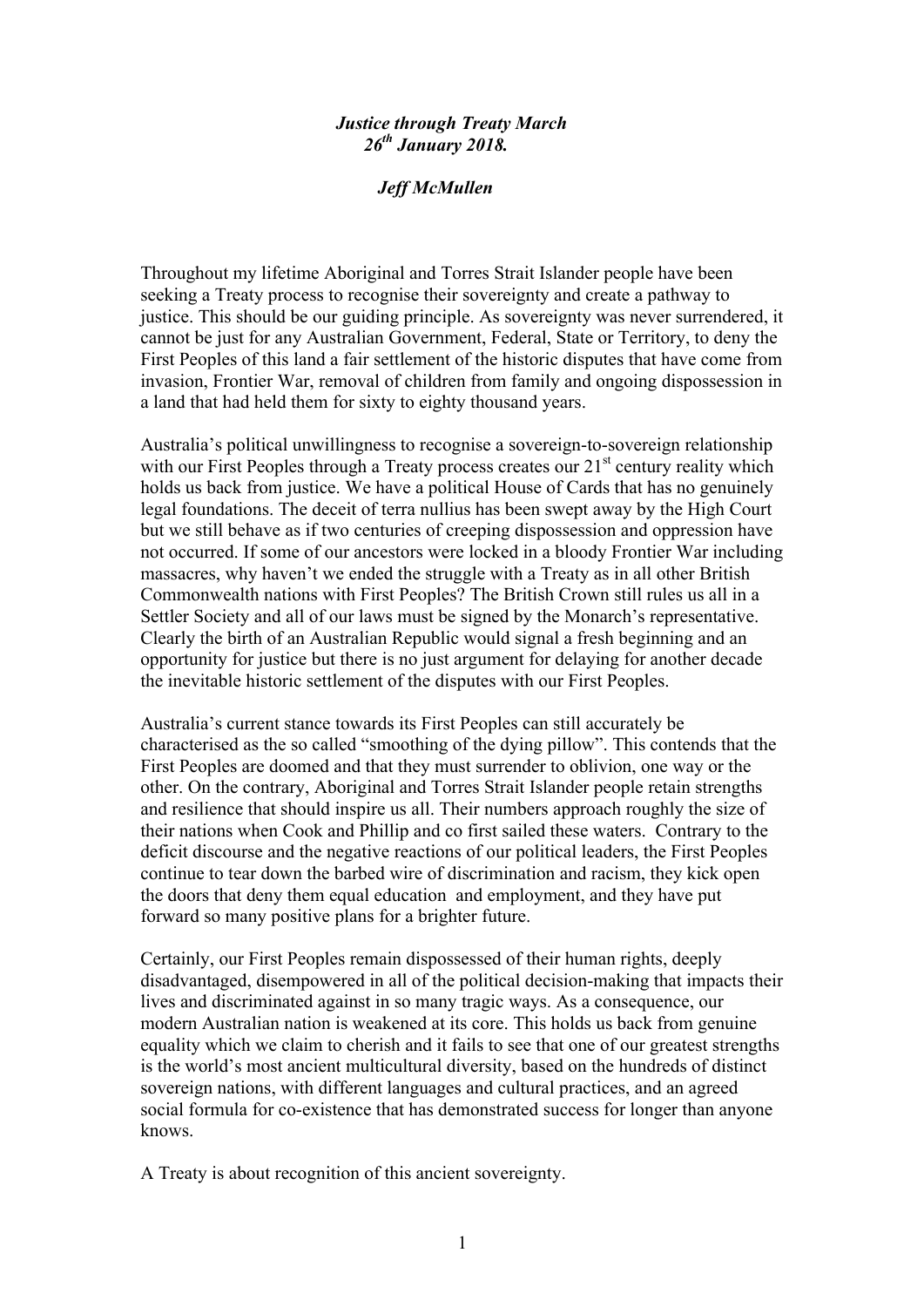***Justice through Treaty March 26th January 2018.***

***Jeff McMullen***

Throughout my lifetime Aboriginal and Torres Strait Islander people have been seeking a Treaty process to recognise their sovereignty and create a pathway to justice. This should be our guiding principle. As sovereignty was never surrendered, it cannot be just for any Australian Government, Federal, State or Territory, to deny the First Peoples of this land a fair settlement of the historic disputes that have come from invasion, Frontier War, removal of children from family and ongoing dispossession in a land that had held them for sixty to eighty thousand years.

Australia's political unwillingness to recognise a sovereign-to-sovereign relationship with our First Peoples through a Treaty process creates our 21st century reality which holds us back from justice. We have a political House of Cards that has no genuinely legal foundations. The deceit of terra nullius has been swept away by the High Court but we still behave as if two centuries of creeping dispossession and oppression have not occurred. If some of our ancestors were locked in a bloody Frontier War including massacres, why haven't we ended the struggle with a Treaty as in all other British Commonwealth nations with First Peoples? The British Crown still rules us all in a Settler Society and all of our laws must be signed by the Monarch's representative. Clearly the birth of an Australian Republic would signal a fresh beginning and an opportunity for justice but there is no just argument for delaying for another decade the inevitable historic settlement of the disputes with our First Peoples.

Australia's current stance towards its First Peoples can still accurately be characterised as the so called "smoothing of the dying pillow". This contends that the First Peoples are doomed and that they must surrender to oblivion, one way or the other. On the contrary, Aboriginal and Torres Strait Islander people retain strengths and resilience that should inspire us all. Their numbers approach roughly the size of their nations when Cook and Phillip and co first sailed these waters. Contrary to the deficit discourse and the negative reactions of our political leaders, the First Peoples continue to tear down the barbed wire of discrimination and racism, they kick open the doors that deny them equal education and employment, and they have put forward so many positive plans for a brighter future.

Certainly, our First Peoples remain dispossessed of their human rights, deeply disadvantaged, disempowered in all of the political decision-making that impacts their lives and discriminated against in so many tragic ways. As a consequence, our modern Australian nation is weakened at its core. This holds us back from genuine equality which we claim to cherish and it fails to see that one of our greatest strengths is the world's most ancient multicultural diversity, based on the hundreds of distinct sovereign nations, with different languages and cultural practices, and an agreed social formula for co-existence that has demonstrated success for longer than anyone knows.

A Treaty is about recognition of this ancient sovereignty.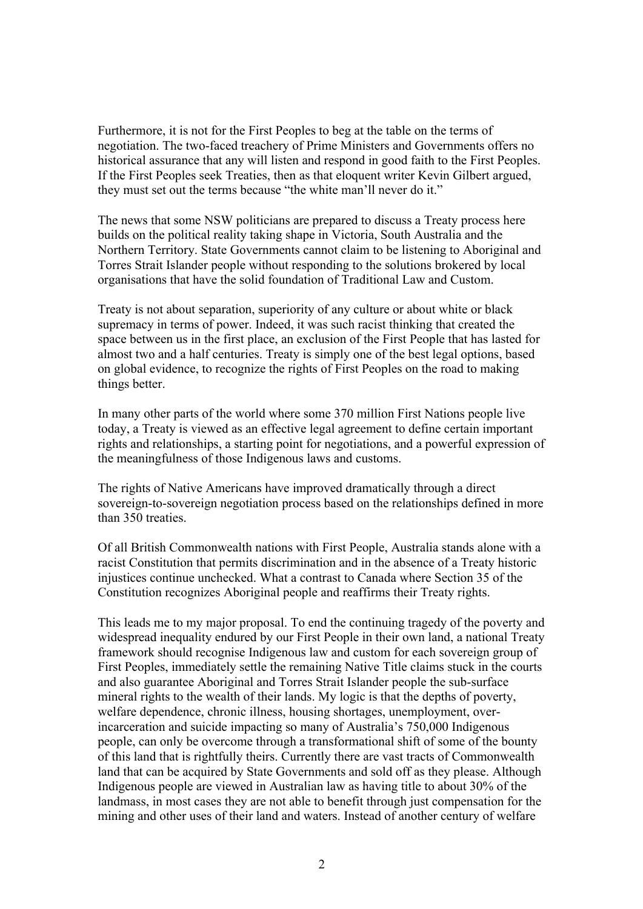Furthermore, it is not for the First Peoples to beg at the table on the terms of negotiation. The two-faced treachery of Prime Ministers and Governments offers no historical assurance that any will listen and respond in good faith to the First Peoples. If the First Peoples seek Treaties, then as that eloquent writer Kevin Gilbert argued, they must set out the terms because "the white man'll never do it."

The news that some NSW politicians are prepared to discuss a Treaty process here builds on the political reality taking shape in Victoria, South Australia and the Northern Territory. State Governments cannot claim to be listening to Aboriginal and Torres Strait Islander people without responding to the solutions brokered by local organisations that have the solid foundation of Traditional Law and Custom.

Treaty is not about separation, superiority of any culture or about white or black supremacy in terms of power. Indeed, it was such racist thinking that created the space between us in the first place, an exclusion of the First People that has lasted for almost two and a half centuries. Treaty is simply one of the best legal options, based on global evidence, to recognize the rights of First Peoples on the road to making things better.

In many other parts of the world where some 370 million First Nations people live today, a Treaty is viewed as an effective legal agreement to define certain important rights and relationships, a starting point for negotiations, and a powerful expression of the meaningfulness of those Indigenous laws and customs.

The rights of Native Americans have improved dramatically through a direct sovereign-to-sovereign negotiation process based on the relationships defined in more than 350 treaties.

Of all British Commonwealth nations with First People, Australia stands alone with a racist Constitution that permits discrimination and in the absence of a Treaty historic injustices continue unchecked. What a contrast to Canada where Section 35 of the Constitution recognizes Aboriginal people and reaffirms their Treaty rights.

This leads me to my major proposal. To end the continuing tragedy of the poverty and widespread inequality endured by our First People in their own land, a national Treaty framework should recognise Indigenous law and custom for each sovereign group of First Peoples, immediately settle the remaining Native Title claims stuck in the courts and also guarantee Aboriginal and Torres Strait Islander people the sub-surface mineral rights to the wealth of their lands. My logic is that the depths of poverty, welfare dependence, chronic illness, housing shortages, unemployment, over-incarceration and suicide impacting so many of Australia's 750,000 Indigenous people, can only be overcome through a transformational shift of some of the bounty of this land that is rightfully theirs. Currently there are vast tracts of Commonwealth land that can be acquired by State Governments and sold off as they please. Although Indigenous people are viewed in Australian law as having title to about 30% of the landmass, in most cases they are not able to benefit through just compensation for the mining and other uses of their land and waters. Instead of another century of welfare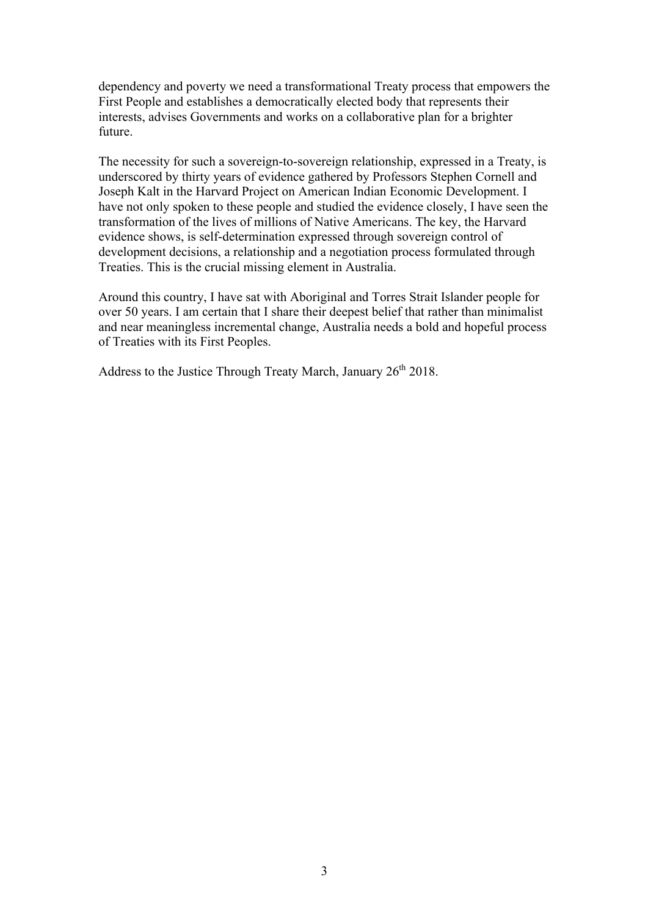dependency and poverty we need a transformational Treaty process that empowers the First People and establishes a democratically elected body that represents their interests, advises Governments and works on a collaborative plan for a brighter future.

The necessity for such a sovereign-to-sovereign relationship, expressed in a Treaty, is underscored by thirty years of evidence gathered by Professors Stephen Cornell and Joseph Kalt in the Harvard Project on American Indian Economic Development. I have not only spoken to these people and studied the evidence closely, I have seen the transformation of the lives of millions of Native Americans. The key, the Harvard evidence shows, is self-determination expressed through sovereign control of development decisions, a relationship and a negotiation process formulated through Treaties. This is the crucial missing element in Australia.

Around this country, I have sat with Aboriginal and Torres Strait Islander people for over 50 years. I am certain that I share their deepest belief that rather than minimalist and near meaningless incremental change, Australia needs a bold and hopeful process of Treaties with its First Peoples.

Address to the Justice Through Treaty March, January 26th 2018.